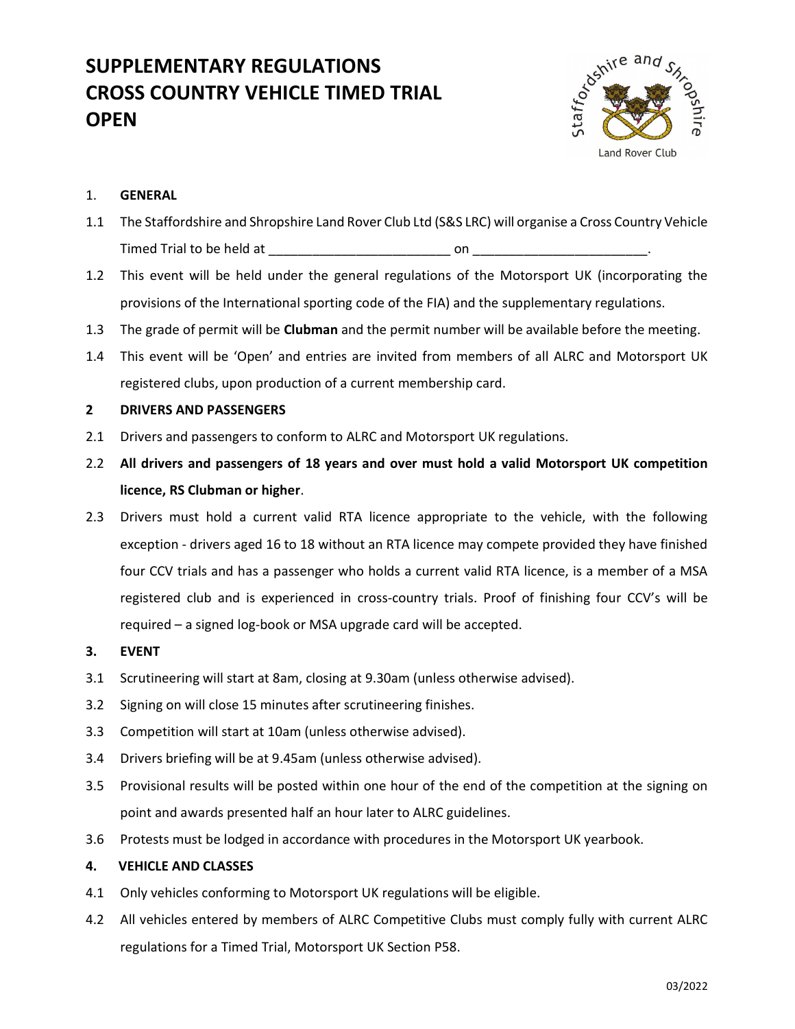# SUPPLEMENTARY REGULATIONS
# CROSS COUNTRY VEHICLE TIMED TRIAL
# OPEN

1. **GENERAL**

1.1 The Staffordshire and Shropshire Land Rover Club Ltd (S&S LRC) will organise a Cross Country Vehicle Timed Trial to be held at ________________________ on _______________________.

1.2 This event will be held under the general regulations of the Motorsport UK (incorporating the provisions of the International sporting code of the FIA) and the supplementary regulations.

1.3 The grade of permit will be **Clubman** and the permit number will be available before the meeting.

1.4 This event will be 'Open' and entries are invited from members of all ALRC and Motorsport UK registered clubs, upon production of a current membership card.

**2 DRIVERS AND PASSENGERS**

2.1 Drivers and passengers to conform to ALRC and Motorsport UK regulations.

2.2 **All drivers and passengers of 18 years and over must hold a valid Motorsport UK competition licence, RS Clubman or higher**.

2.3 Drivers must hold a current valid RTA licence appropriate to the vehicle, with the following exception - drivers aged 16 to 18 without an RTA licence may compete provided they have finished four CCV trials and has a passenger who holds a current valid RTA licence, is a member of a MSA registered club and is experienced in cross-country trials. Proof of finishing four CCV's will be required – a signed log-book or MSA upgrade card will be accepted.

**3. EVENT**

3.1 Scrutineering will start at 8am, closing at 9.30am (unless otherwise advised).

3.2 Signing on will close 15 minutes after scrutineering finishes.

3.3 Competition will start at 10am (unless otherwise advised).

3.4 Drivers briefing will be at 9.45am (unless otherwise advised).

3.5 Provisional results will be posted within one hour of the end of the competition at the signing on point and awards presented half an hour later to ALRC guidelines.

3.6 Protests must be lodged in accordance with procedures in the Motorsport UK yearbook.

**4. VEHICLE AND CLASSES**

4.1 Only vehicles conforming to Motorsport UK regulations will be eligible.

4.2 All vehicles entered by members of ALRC Competitive Clubs must comply fully with current ALRC regulations for a Timed Trial, Motorsport UK Section P58.

03/2022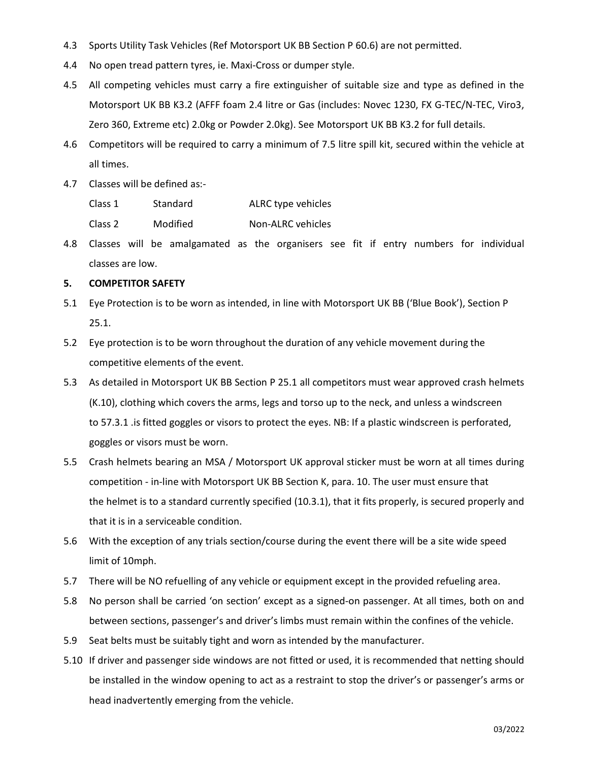4.3 Sports Utility Task Vehicles (Ref Motorsport UK BB Section P 60.6) are not permitted.

4.4 No open tread pattern tyres, ie. Maxi-Cross or dumper style.

4.5 All competing vehicles must carry a fire extinguisher of suitable size and type as defined in the Motorsport UK BB K3.2 (AFFF foam 2.4 litre or Gas (includes: Novec 1230, FX G-TEC/N-TEC, Viro3, Zero 360, Extreme etc) 2.0kg or Powder 2.0kg). See Motorsport UK BB K3.2 for full details.

4.6 Competitors will be required to carry a minimum of 7.5 litre spill kit, secured within the vehicle at all times.

4.7 Classes will be defined as:-

| | | |
|---|---|---|
| Class 1 | Standard | ALRC type vehicles |
| Class 2 | Modified | Non-ALRC vehicles |

4.8 Classes will be amalgamated as the organisers see fit if entry numbers for individual classes are low.

**5. COMPETITOR SAFETY**

5.1 Eye Protection is to be worn as intended, in line with Motorsport UK BB ('Blue Book'), Section P 25.1.

5.2 Eye protection is to be worn throughout the duration of any vehicle movement during the competitive elements of the event.

5.3 As detailed in Motorsport UK BB Section P 25.1 all competitors must wear approved crash helmets (K.10), clothing which covers the arms, legs and torso up to the neck, and unless a windscreen to 57.3.1 .is fitted goggles or visors to protect the eyes. NB: If a plastic windscreen is perforated, goggles or visors must be worn.

5.5 Crash helmets bearing an MSA / Motorsport UK approval sticker must be worn at all times during competition - in-line with Motorsport UK BB Section K, para. 10. The user must ensure that the helmet is to a standard currently specified (10.3.1), that it fits properly, is secured properly and that it is in a serviceable condition.

5.6 With the exception of any trials section/course during the event there will be a site wide speed limit of 10mph.

5.7 There will be NO refuelling of any vehicle or equipment except in the provided refueling area.

5.8 No person shall be carried 'on section' except as a signed-on passenger. At all times, both on and between sections, passenger's and driver's limbs must remain within the confines of the vehicle.

5.9 Seat belts must be suitably tight and worn as intended by the manufacturer.

5.10 If driver and passenger side windows are not fitted or used, it is recommended that netting should be installed in the window opening to act as a restraint to stop the driver's or passenger's arms or head inadvertently emerging from the vehicle.

03/2022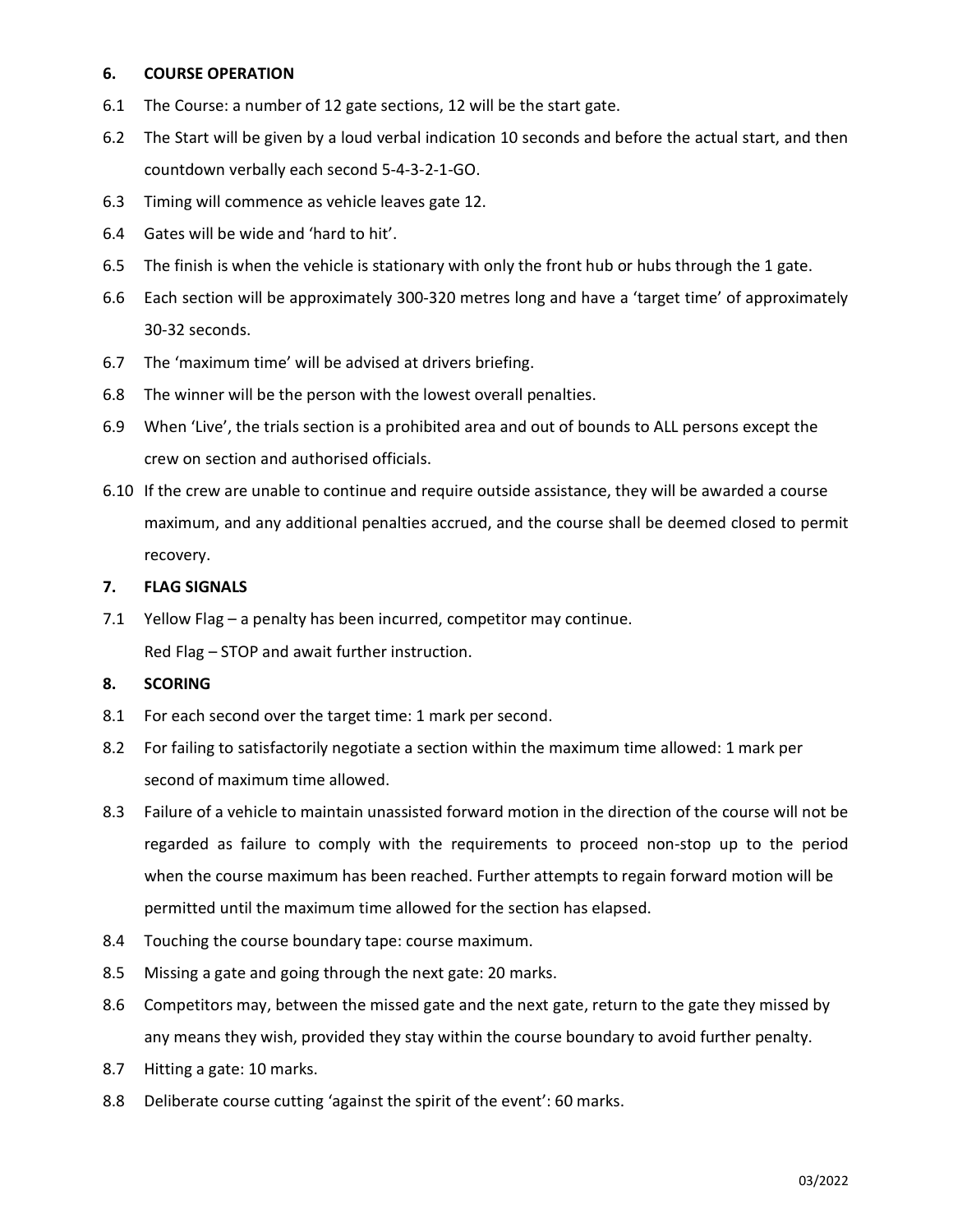## 6. COURSE OPERATION

6.1 The Course: a number of 12 gate sections, 12 will be the start gate.

6.2 The Start will be given by a loud verbal indication 10 seconds and before the actual start, and then countdown verbally each second 5-4-3-2-1-GO.

6.3 Timing will commence as vehicle leaves gate 12.

6.4 Gates will be wide and 'hard to hit'.

6.5 The finish is when the vehicle is stationary with only the front hub or hubs through the 1 gate.

6.6 Each section will be approximately 300-320 metres long and have a 'target time' of approximately 30-32 seconds.

6.7 The 'maximum time' will be advised at drivers briefing.

6.8 The winner will be the person with the lowest overall penalties.

6.9 When 'Live', the trials section is a prohibited area and out of bounds to ALL persons except the crew on section and authorised officials.

6.10 If the crew are unable to continue and require outside assistance, they will be awarded a course maximum, and any additional penalties accrued, and the course shall be deemed closed to permit recovery.

## 7. FLAG SIGNALS

7.1 Yellow Flag – a penalty has been incurred, competitor may continue.
Red Flag – STOP and await further instruction.

## 8. SCORING

8.1 For each second over the target time: 1 mark per second.

8.2 For failing to satisfactorily negotiate a section within the maximum time allowed: 1 mark per second of maximum time allowed.

8.3 Failure of a vehicle to maintain unassisted forward motion in the direction of the course will not be regarded as failure to comply with the requirements to proceed non-stop up to the period when the course maximum has been reached. Further attempts to regain forward motion will be permitted until the maximum time allowed for the section has elapsed.

8.4 Touching the course boundary tape: course maximum.

8.5 Missing a gate and going through the next gate: 20 marks.

8.6 Competitors may, between the missed gate and the next gate, return to the gate they missed by any means they wish, provided they stay within the course boundary to avoid further penalty.

8.7 Hitting a gate: 10 marks.

8.8 Deliberate course cutting 'against the spirit of the event': 60 marks.

03/2022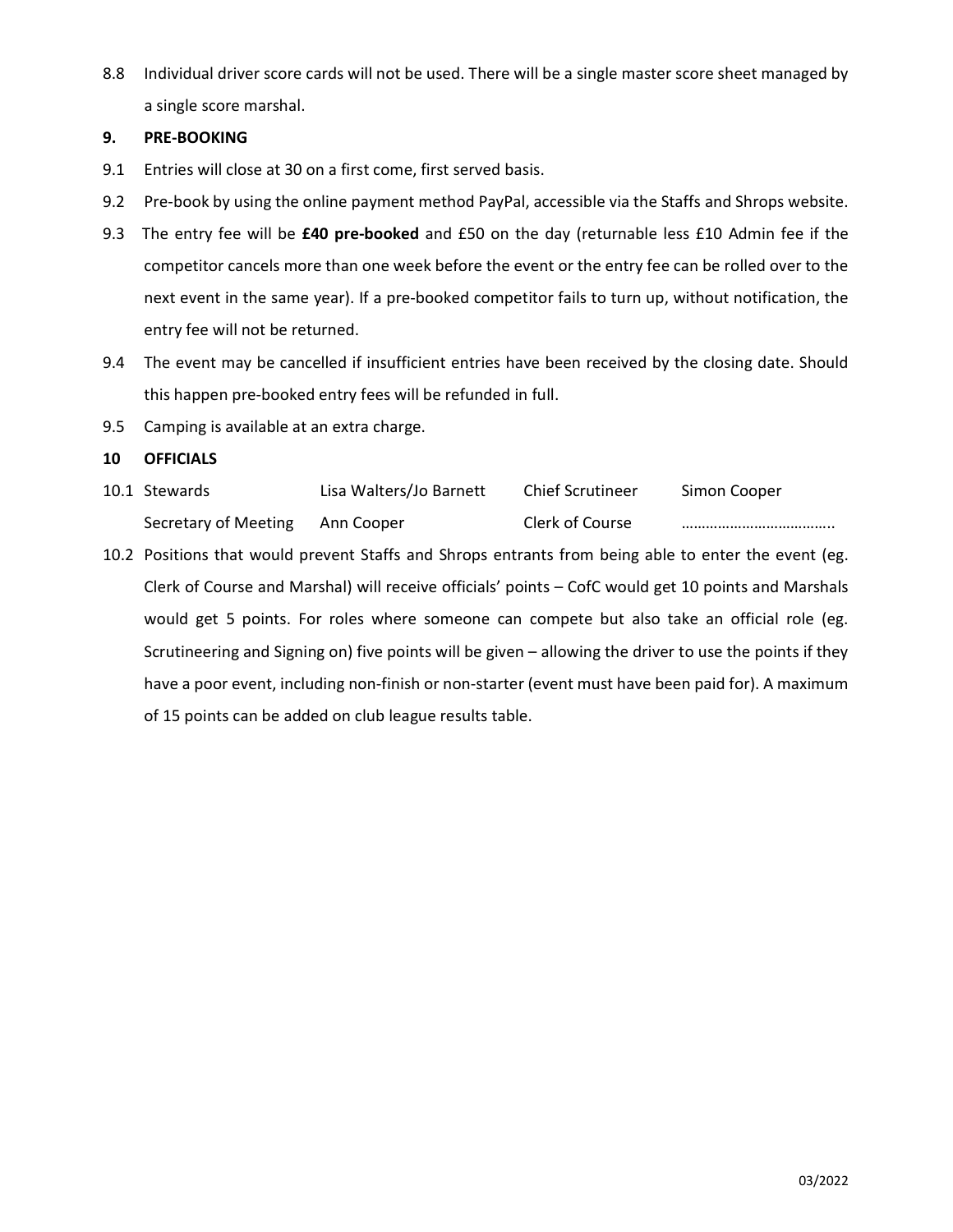8.8 Individual driver score cards will not be used. There will be a single master score sheet managed by a single score marshal.

**9. PRE-BOOKING**

9.1 Entries will close at 30 on a first come, first served basis.

9.2 Pre-book by using the online payment method PayPal, accessible via the Staffs and Shrops website.

9.3 The entry fee will be **£40 pre-booked** and £50 on the day (returnable less £10 Admin fee if the competitor cancels more than one week before the event or the entry fee can be rolled over to the next event in the same year). If a pre-booked competitor fails to turn up, without notification, the entry fee will not be returned.

9.4 The event may be cancelled if insufficient entries have been received by the closing date. Should this happen pre-booked entry fees will be refunded in full.

9.5 Camping is available at an extra charge.

**10 OFFICIALS**

10.1

| | | | |
|---|---|---|---|
| Stewards | Lisa Walters/Jo Barnett | Chief Scrutineer | Simon Cooper |
| Secretary of Meeting | Ann Cooper | Clerk of Course | ……………………………….. |

10.2 Positions that would prevent Staffs and Shrops entrants from being able to enter the event (eg. Clerk of Course and Marshal) will receive officials' points – CofC would get 10 points and Marshals would get 5 points. For roles where someone can compete but also take an official role (eg. Scrutineering and Signing on) five points will be given – allowing the driver to use the points if they have a poor event, including non-finish or non-starter (event must have been paid for). A maximum of 15 points can be added on club league results table.

03/2022